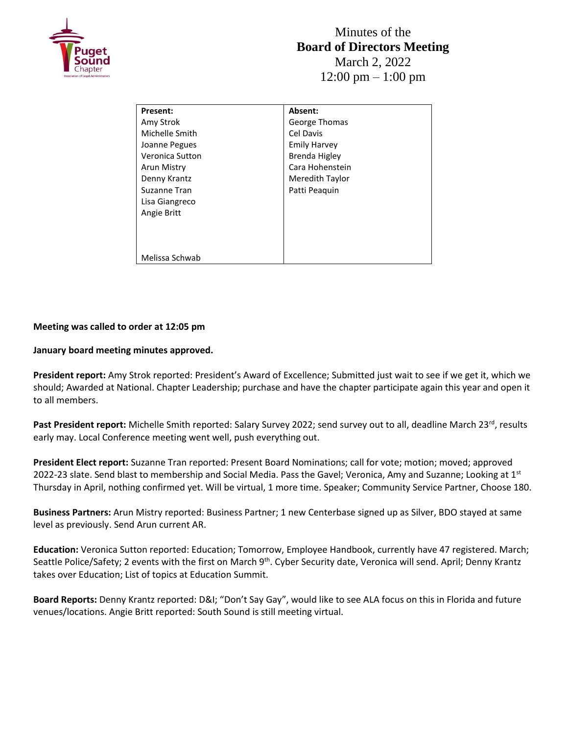# Minutes of the **Board of Directors Meeting**

March 2, 2022

12:00 pm – 1:00 pm

| Present: | Absent: |
|---|---|
| Amy Strok | George Thomas |
| Michelle Smith | Cel Davis |
| Joanne Pegues | Emily Harvey |
| Veronica Sutton | Brenda Higley |
| Arun Mistry | Cara Hohenstein |
| Denny Krantz | Meredith Taylor |
| Suzanne Tran | Patti Peaquin |
| Lisa Giangreco | |
| Angie Britt | |
| Melissa Schwab | |

**Meeting was called to order at 12:05 pm**

**January board meeting minutes approved.**

**President report:** Amy Strok reported: President's Award of Excellence; Submitted just wait to see if we get it, which we should; Awarded at National. Chapter Leadership; purchase and have the chapter participate again this year and open it to all members.

**Past President report:** Michelle Smith reported: Salary Survey 2022; send survey out to all, deadline March 23rd, results early may. Local Conference meeting went well, push everything out.

**President Elect report:** Suzanne Tran reported: Present Board Nominations; call for vote; motion; moved; approved 2022-23 slate. Send blast to membership and Social Media. Pass the Gavel; Veronica, Amy and Suzanne; Looking at 1st Thursday in April, nothing confirmed yet. Will be virtual, 1 more time. Speaker; Community Service Partner, Choose 180.

**Business Partners:** Arun Mistry reported: Business Partner; 1 new Centerbase signed up as Silver, BDO stayed at same level as previously. Send Arun current AR.

**Education:** Veronica Sutton reported: Education; Tomorrow, Employee Handbook, currently have 47 registered. March; Seattle Police/Safety; 2 events with the first on March 9th. Cyber Security date, Veronica will send. April; Denny Krantz takes over Education; List of topics at Education Summit.

**Board Reports:** Denny Krantz reported: D&I; "Don't Say Gay", would like to see ALA focus on this in Florida and future venues/locations. Angie Britt reported: South Sound is still meeting virtual.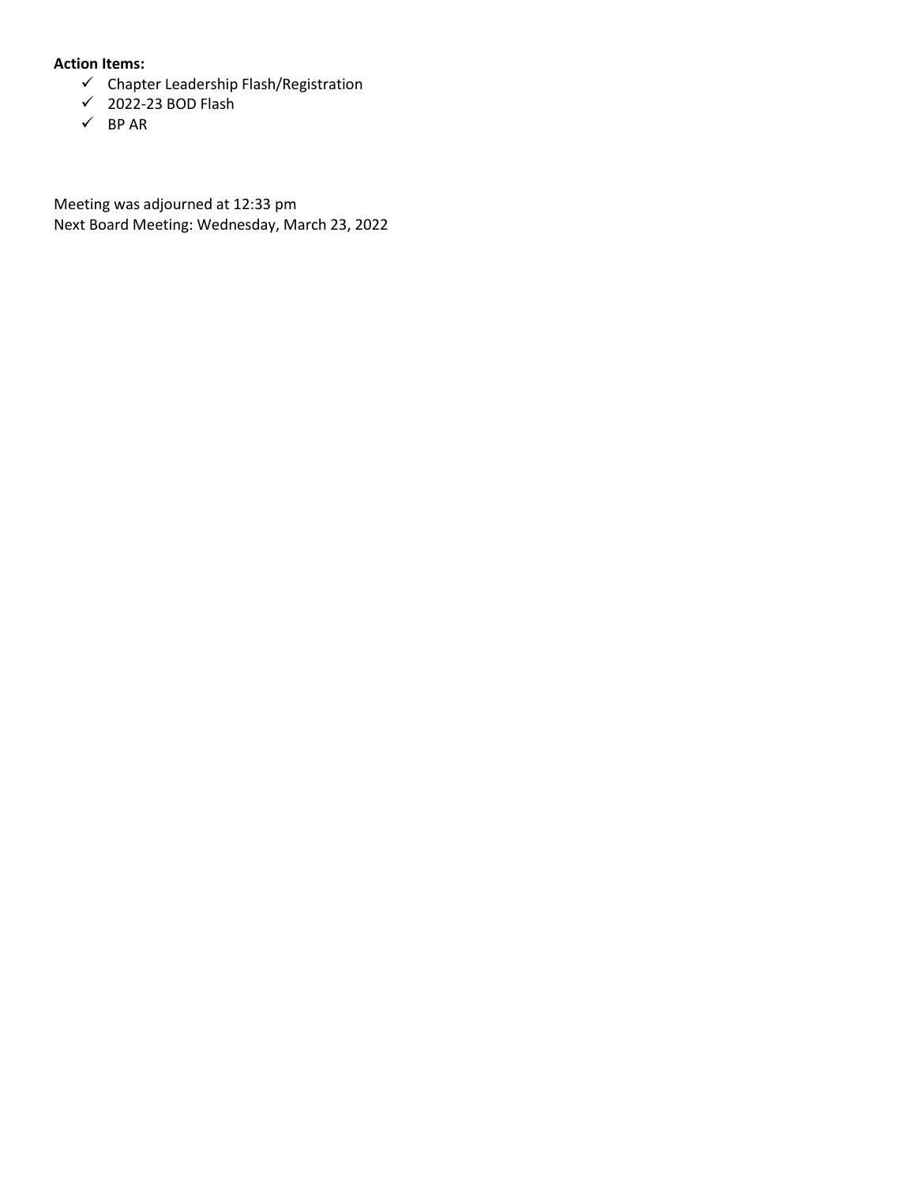**Action Items:**

- ✓ Chapter Leadership Flash/Registration
- ✓ 2022-23 BOD Flash
- ✓ BP AR

Meeting was adjourned at 12:33 pm
Next Board Meeting: Wednesday, March 23, 2022